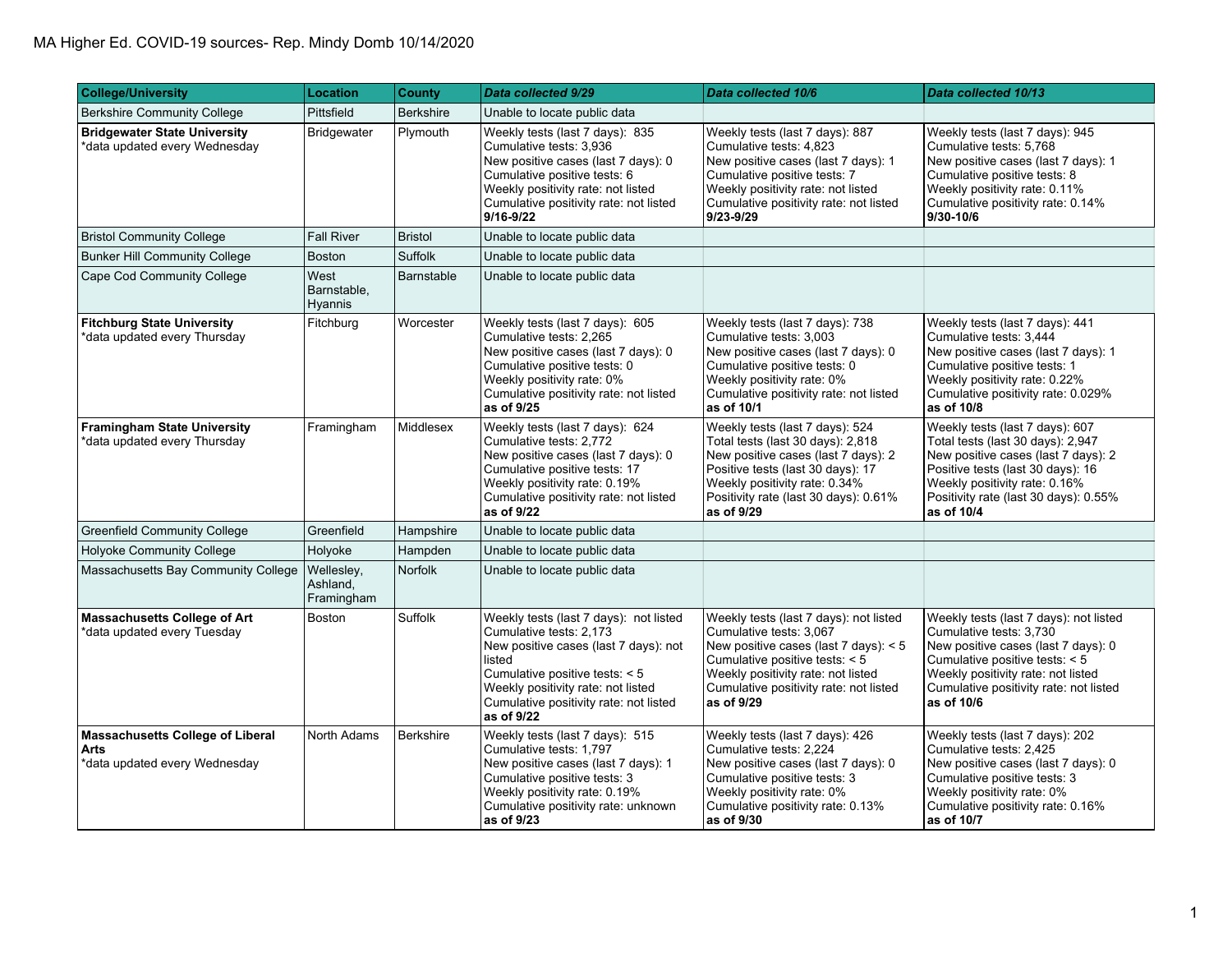# MA Higher Ed. COVID-19 sources- Rep. Mindy Domb 10/14/2020

| College/University | Location | County | *Data collected 9/29* | *Data collected 10/6* | *Data collected 10/13* |
|---|---|---|---|---|---|
| Berkshire Community College | Pittsfield | Berkshire | Unable to locate public data | | |
| **Bridgewater State University**<br>*data updated every Wednesday | Bridgewater | Plymouth | Weekly tests (last 7 days): 835<br>Cumulative tests: 3,936<br>New positive cases (last 7 days): 0<br>Cumulative positive tests: 6<br>Weekly positivity rate: not listed<br>Cumulative positivity rate: not listed<br>**9/16-9/22** | Weekly tests (last 7 days): 887<br>Cumulative tests: 4,823<br>New positive cases (last 7 days): 1<br>Cumulative positive tests: 7<br>Weekly positivity rate: not listed<br>Cumulative positivity rate: not listed<br>**9/23-9/29** | Weekly tests (last 7 days): 945<br>Cumulative tests: 5,768<br>New positive cases (last 7 days): 1<br>Cumulative positive tests: 8<br>Weekly positivity rate: 0.11%<br>Cumulative positivity rate: 0.14%<br>**9/30-10/6** |
| Bristol Community College | Fall River | Bristol | Unable to locate public data | | |
| Bunker Hill Community College | Boston | Suffolk | Unable to locate public data | | |
| Cape Cod Community College | West Barnstable, Hyannis | Barnstable | Unable to locate public data | | |
| **Fitchburg State University**<br>*data updated every Thursday | Fitchburg | Worcester | Weekly tests (last 7 days): 605<br>Cumulative tests: 2,265<br>New positive cases (last 7 days): 0<br>Cumulative positive tests: 0<br>Weekly positivity rate: 0%<br>Cumulative positivity rate: not listed<br>**as of 9/25** | Weekly tests (last 7 days): 738<br>Cumulative tests: 3,003<br>New positive cases (last 7 days): 0<br>Cumulative positive tests: 0<br>Weekly positivity rate: 0%<br>Cumulative positivity rate: not listed<br>**as of 10/1** | Weekly tests (last 7 days): 441<br>Cumulative tests: 3,444<br>New positive cases (last 7 days): 1<br>Cumulative positive tests: 1<br>Weekly positivity rate: 0.22%<br>Cumulative positivity rate: 0.029%<br>**as of 10/8** |
| **Framingham State University**<br>*data updated every Thursday | Framingham | Middlesex | Weekly tests (last 7 days): 624<br>Cumulative tests: 2,772<br>New positive cases (last 7 days): 0<br>Cumulative positive tests: 17<br>Weekly positivity rate: 0.19%<br>Cumulative positivity rate: not listed<br>**as of 9/22** | Weekly tests (last 7 days): 524<br>Total tests (last 30 days): 2,818<br>New positive cases (last 7 days): 2<br>Positive tests (last 30 days): 17<br>Weekly positivity rate: 0.34%<br>Positivity rate (last 30 days): 0.61%<br>**as of 9/29** | Weekly tests (last 7 days): 607<br>Total tests (last 30 days): 2,947<br>New positive cases (last 7 days): 2<br>Positive tests (last 30 days): 16<br>Weekly positivity rate: 0.16%<br>Positivity rate (last 30 days): 0.55%<br>**as of 10/4** |
| Greenfield Community College | Greenfield | Hampshire | Unable to locate public data | | |
| Holyoke Community College | Holyoke | Hampden | Unable to locate public data | | |
| Massachusetts Bay Community College | Wellesley, Ashland, Framingham | Norfolk | Unable to locate public data | | |
| **Massachusetts College of Art**<br>*data updated every Tuesday | Boston | Suffolk | Weekly tests (last 7 days): not listed<br>Cumulative tests: 2,173<br>New positive cases (last 7 days): not listed<br>Cumulative positive tests: < 5<br>Weekly positivity rate: not listed<br>Cumulative positivity rate: not listed<br>**as of 9/22** | Weekly tests (last 7 days): not listed<br>Cumulative tests: 3,067<br>New positive cases (last 7 days): < 5<br>Cumulative positive tests: < 5<br>Weekly positivity rate: not listed<br>Cumulative positivity rate: not listed<br>**as of 9/29** | Weekly tests (last 7 days): not listed<br>Cumulative tests: 3,730<br>New positive cases (last 7 days): 0<br>Cumulative positive tests: < 5<br>Weekly positivity rate: not listed<br>Cumulative positivity rate: not listed<br>**as of 10/6** |
| **Massachusetts College of Liberal Arts**<br>*data updated every Wednesday | North Adams | Berkshire | Weekly tests (last 7 days): 515<br>Cumulative tests: 1,797<br>New positive cases (last 7 days): 1<br>Cumulative positive tests: 3<br>Weekly positivity rate: 0.19%<br>Cumulative positivity rate: unknown<br>**as of 9/23** | Weekly tests (last 7 days): 426<br>Cumulative tests: 2,224<br>New positive cases (last 7 days): 0<br>Cumulative positive tests: 3<br>Weekly positivity rate: 0%<br>Cumulative positivity rate: 0.13%<br>**as of 9/30** | Weekly tests (last 7 days): 202<br>Cumulative tests: 2,425<br>New positive cases (last 7 days): 0<br>Cumulative positive tests: 3<br>Weekly positivity rate: 0%<br>Cumulative positivity rate: 0.16%<br>**as of 10/7** |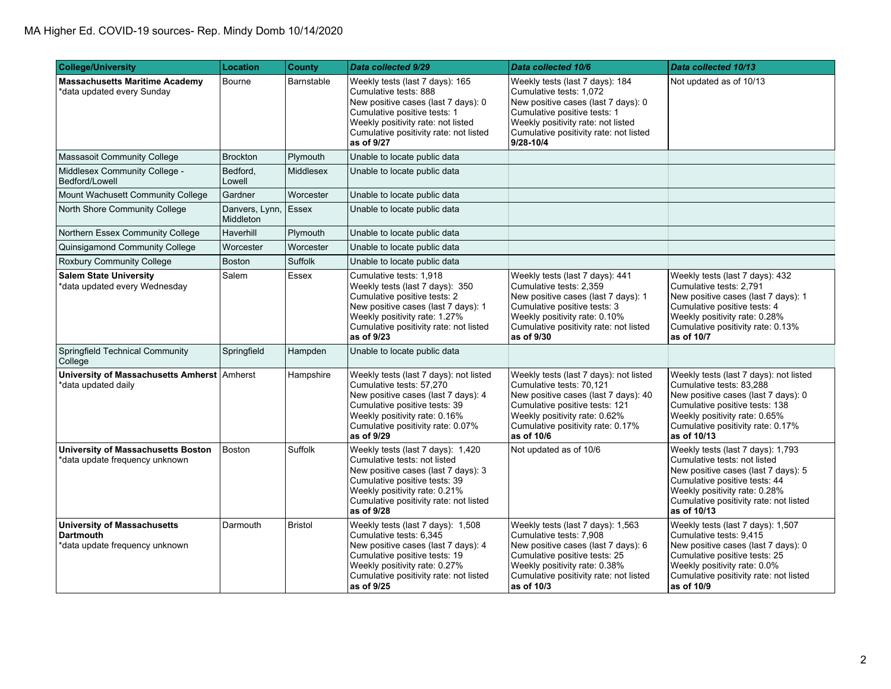MA Higher Ed. COVID-19 sources- Rep. Mindy Domb 10/14/2020

| College/University | Location | County | *Data collected 9/29* | *Data collected 10/6* | *Data collected 10/13* |
|---|---|---|---|---|---|
| **Massachusetts Maritime Academy** *data updated every Sunday | Bourne | Barnstable | Weekly tests (last 7 days): 165<br>Cumulative tests: 888<br>New positive cases (last 7 days): 0<br>Cumulative positive tests: 1<br>Weekly positivity rate: not listed<br>Cumulative positivity rate: not listed<br>**as of 9/27** | Weekly tests (last 7 days): 184<br>Cumulative tests: 1,072<br>New positive cases (last 7 days): 0<br>Cumulative positive tests: 1<br>Weekly positivity rate: not listed<br>Cumulative positivity rate: not listed<br>**9/28-10/4** | Not updated as of 10/13 |
| Massasoit Community College | Brockton | Plymouth | Unable to locate public data | | |
| Middlesex Community College - Bedford/Lowell | Bedford, Lowell | Middlesex | Unable to locate public data | | |
| Mount Wachusett Community College | Gardner | Worcester | Unable to locate public data | | |
| North Shore Community College | Danvers, Lynn, Middleton | Essex | Unable to locate public data | | |
| Northern Essex Community College | Haverhill | Plymouth | Unable to locate public data | | |
| Quinsigamond Community College | Worcester | Worcester | Unable to locate public data | | |
| Roxbury Community College | Boston | Suffolk | Unable to locate public data | | |
| **Salem State University** *data updated every Wednesday | Salem | Essex | Cumulative tests: 1,918<br>Weekly tests (last 7 days): 350<br>Cumulative positive tests: 2<br>New positive cases (last 7 days): 1<br>Weekly positivity rate: 1.27%<br>Cumulative positivity rate: not listed<br>**as of 9/23** | Weekly tests (last 7 days): 441<br>Cumulative tests: 2,359<br>New positive cases (last 7 days): 1<br>Cumulative positive tests: 3<br>Weekly positivity rate: 0.10%<br>Cumulative positivity rate: not listed<br>**as of 9/30** | Weekly tests (last 7 days): 432<br>Cumulative tests: 2,791<br>New positive cases (last 7 days): 1<br>Cumulative positive tests: 4<br>Weekly positivity rate: 0.28%<br>Cumulative positivity rate: 0.13%<br>**as of 10/7** |
| Springfield Technical Community College | Springfield | Hampden | Unable to locate public data | | |
| **University of Massachusetts Amherst** *data updated daily | Amherst | Hampshire | Weekly tests (last 7 days): not listed<br>Cumulative tests: 57,270<br>New positive cases (last 7 days): 4<br>Cumulative positive tests: 39<br>Weekly positivity rate: 0.16%<br>Cumulative positivity rate: 0.07%<br>**as of 9/29** | Weekly tests (last 7 days): not listed<br>Cumulative tests: 70,121<br>New positive cases (last 7 days): 40<br>Cumulative positive tests: 121<br>Weekly positivity rate: 0.62%<br>Cumulative positivity rate: 0.17%<br>**as of 10/6** | Weekly tests (last 7 days): not listed<br>Cumulative tests: 83,288<br>New positive cases (last 7 days): 0<br>Cumulative positive tests: 138<br>Weekly positivity rate: 0.65%<br>Cumulative positivity rate: 0.17%<br>**as of 10/13** |
| **University of Massachusetts Boston** *data update frequency unknown | Boston | Suffolk | Weekly tests (last 7 days): 1,420<br>Cumulative tests: not listed<br>New positive cases (last 7 days): 3<br>Cumulative positive tests: 39<br>Weekly positivity rate: 0.21%<br>Cumulative positivity rate: not listed<br>**as of 9/28** | Not updated as of 10/6 | Weekly tests (last 7 days): 1,793<br>Cumulative tests: not listed<br>New positive cases (last 7 days): 5<br>Cumulative positive tests: 44<br>Weekly positivity rate: 0.28%<br>Cumulative positivity rate: not listed<br>**as of 10/13** |
| **University of Massachusetts Dartmouth** *data update frequency unknown | Darmouth | Bristol | Weekly tests (last 7 days): 1,508<br>Cumulative tests: 6,345<br>New positive cases (last 7 days): 4<br>Cumulative positive tests: 19<br>Weekly positivity rate: 0.27%<br>Cumulative positivity rate: not listed<br>**as of 9/25** | Weekly tests (last 7 days): 1,563<br>Cumulative tests: 7,908<br>New positive cases (last 7 days): 6<br>Cumulative positive tests: 25<br>Weekly positivity rate: 0.38%<br>Cumulative positivity rate: not listed<br>**as of 10/3** | Weekly tests (last 7 days): 1,507<br>Cumulative tests: 9,415<br>New positive cases (last 7 days): 0<br>Cumulative positive tests: 25<br>Weekly positivity rate: 0.0%<br>Cumulative positivity rate: not listed<br>**as of 10/9** |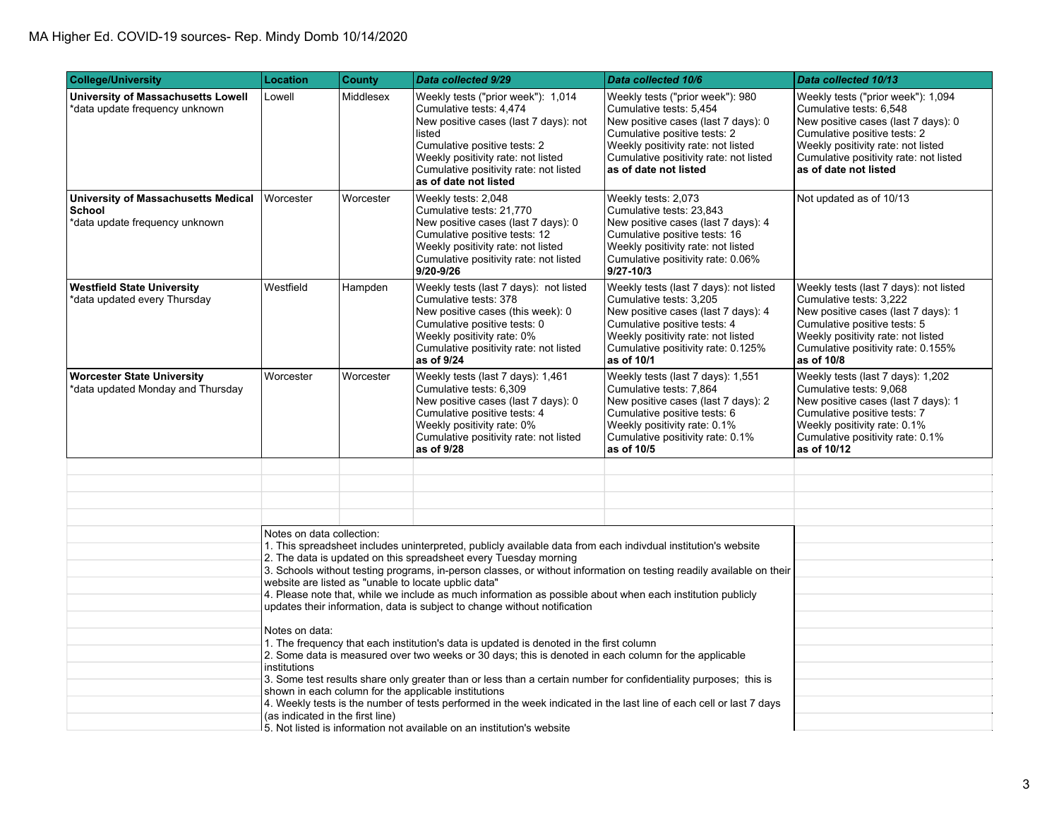MA Higher Ed. COVID-19 sources- Rep. Mindy Domb 10/14/2020

| College/University | Location | County | *Data collected 9/29* | *Data collected 10/6* | *Data collected 10/13* |
|---|---|---|---|---|---|
| **University of Massachusetts Lowell** *data update frequency unknown | Lowell | Middlesex | Weekly tests ("prior week"): 1,014<br>Cumulative tests: 4,474<br>New positive cases (last 7 days): not listed<br>Cumulative positive tests: 2<br>Weekly positivity rate: not listed<br>Cumulative positivity rate: not listed<br>**as of date not listed** | Weekly tests ("prior week"): 980<br>Cumulative tests: 5,454<br>New positive cases (last 7 days): 0<br>Cumulative positive tests: 2<br>Weekly positivity rate: not listed<br>Cumulative positivity rate: not listed<br>**as of date not listed** | Weekly tests ("prior week"): 1,094<br>Cumulative tests: 6,548<br>New positive cases (last 7 days): 0<br>Cumulative positive tests: 2<br>Weekly positivity rate: not listed<br>Cumulative positivity rate: not listed<br>**as of date not listed** |
| **University of Massachusetts Medical School** *data update frequency unknown | Worcester | Worcester | Weekly tests: 2,048<br>Cumulative tests: 21,770<br>New positive cases (last 7 days): 0<br>Cumulative positive tests: 12<br>Weekly positivity rate: not listed<br>Cumulative positivity rate: not listed<br>**9/20-9/26** | Weekly tests: 2,073<br>Cumulative tests: 23,843<br>New positive cases (last 7 days): 4<br>Cumulative positive tests: 16<br>Weekly positivity rate: not listed<br>Cumulative positivity rate: 0.06%<br>**9/27-10/3** | Not updated as of 10/13 |
| **Westfield State University** *data updated every Thursday | Westfield | Hampden | Weekly tests (last 7 days): not listed<br>Cumulative tests: 378<br>New positive cases (this week): 0<br>Cumulative positive tests: 0<br>Weekly positivity rate: 0%<br>Cumulative positivity rate: not listed<br>**as of 9/24** | Weekly tests (last 7 days): not listed<br>Cumulative tests: 3,205<br>New positive cases (last 7 days): 4<br>Cumulative positive tests: 4<br>Weekly positivity rate: not listed<br>Cumulative positivity rate: 0.125%<br>**as of 10/1** | Weekly tests (last 7 days): not listed<br>Cumulative tests: 3,222<br>New positive cases (last 7 days): 1<br>Cumulative positive tests: 5<br>Weekly positivity rate: not listed<br>Cumulative positivity rate: 0.155%<br>**as of 10/8** |
| **Worcester State University** *data updated Monday and Thursday | Worcester | Worcester | Weekly tests (last 7 days): 1,461<br>Cumulative tests: 6,309<br>New positive cases (last 7 days): 0<br>Cumulative positive tests: 4<br>Weekly positivity rate: 0%<br>Cumulative positivity rate: not listed<br>**as of 9/28** | Weekly tests (last 7 days): 1,551<br>Cumulative tests: 7,864<br>New positive cases (last 7 days): 2<br>Cumulative positive tests: 6<br>Weekly positivity rate: 0.1%<br>Cumulative positivity rate: 0.1%<br>**as of 10/5** | Weekly tests (last 7 days): 1,202<br>Cumulative tests: 9,068<br>New positive cases (last 7 days): 1<br>Cumulative positive tests: 7<br>Weekly positivity rate: 0.1%<br>Cumulative positivity rate: 0.1%<br>**as of 10/12** |

Notes on data collection:

1. This spreadsheet includes uninterpreted, publicly available data from each indivdual institution's website
2. The data is updated on this spreadsheet every Tuesday morning
3. Schools without testing programs, in-person classes, or without information on testing readily available on their website are listed as "unable to locate upblic data"
4. Please note that, while we include as much information as possible about when each institution publicly updates their information, data is subject to change without notification

Notes on data:

1. The frequency that each institution's data is updated is denoted in the first column
2. Some data is measured over two weeks or 30 days; this is denoted in each column for the applicable institutions
3. Some test results share only greater than or less than a certain number for confidentiality purposes; this is shown in each column for the applicable institutions
4. Weekly tests is the number of tests performed in the week indicated in the last line of each cell or last 7 days (as indicated in the first line)
5. Not listed is information not available on an institution's website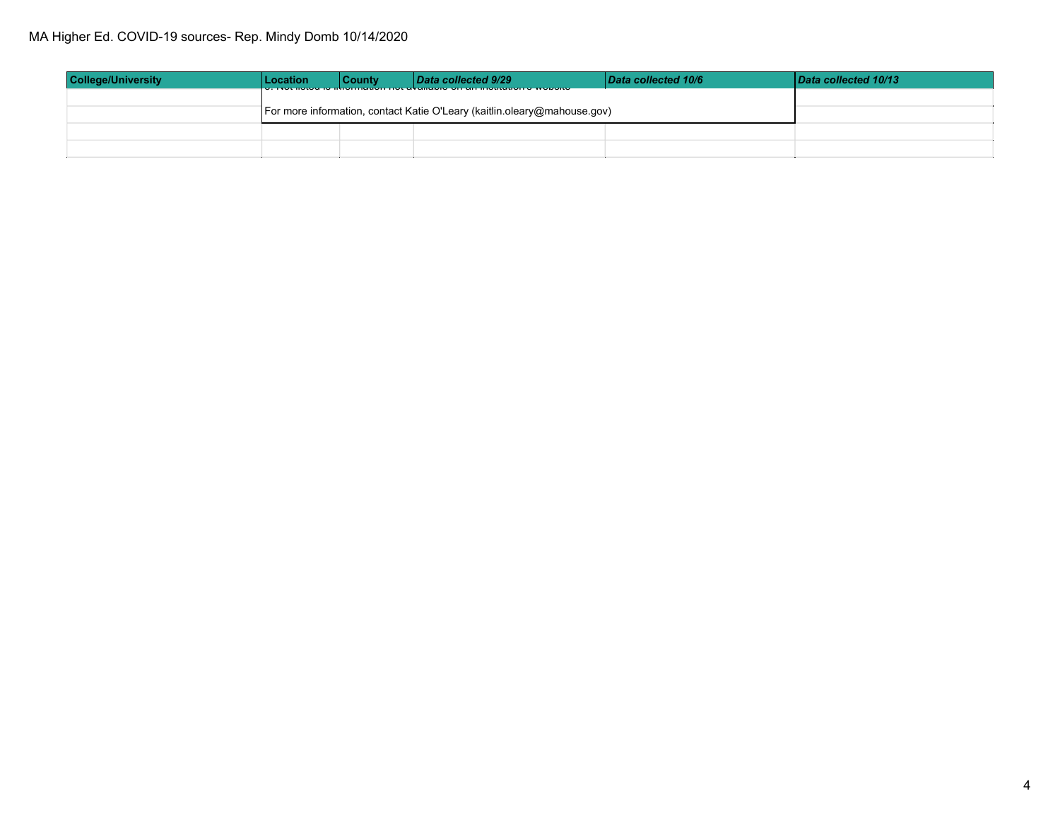| College/University | Location | County | *Data collected 9/29* | *Data collected 10/6* | *Data collected 10/13* |
|---|---|---|---|---|---|
| | 5. Not listed is information not available on an institution's website | | | | |
| | For more information, contact Katie O'Leary (kaitlin.oleary@mahouse.gov) | | | | |
| | | | | | |
| | | | | | |